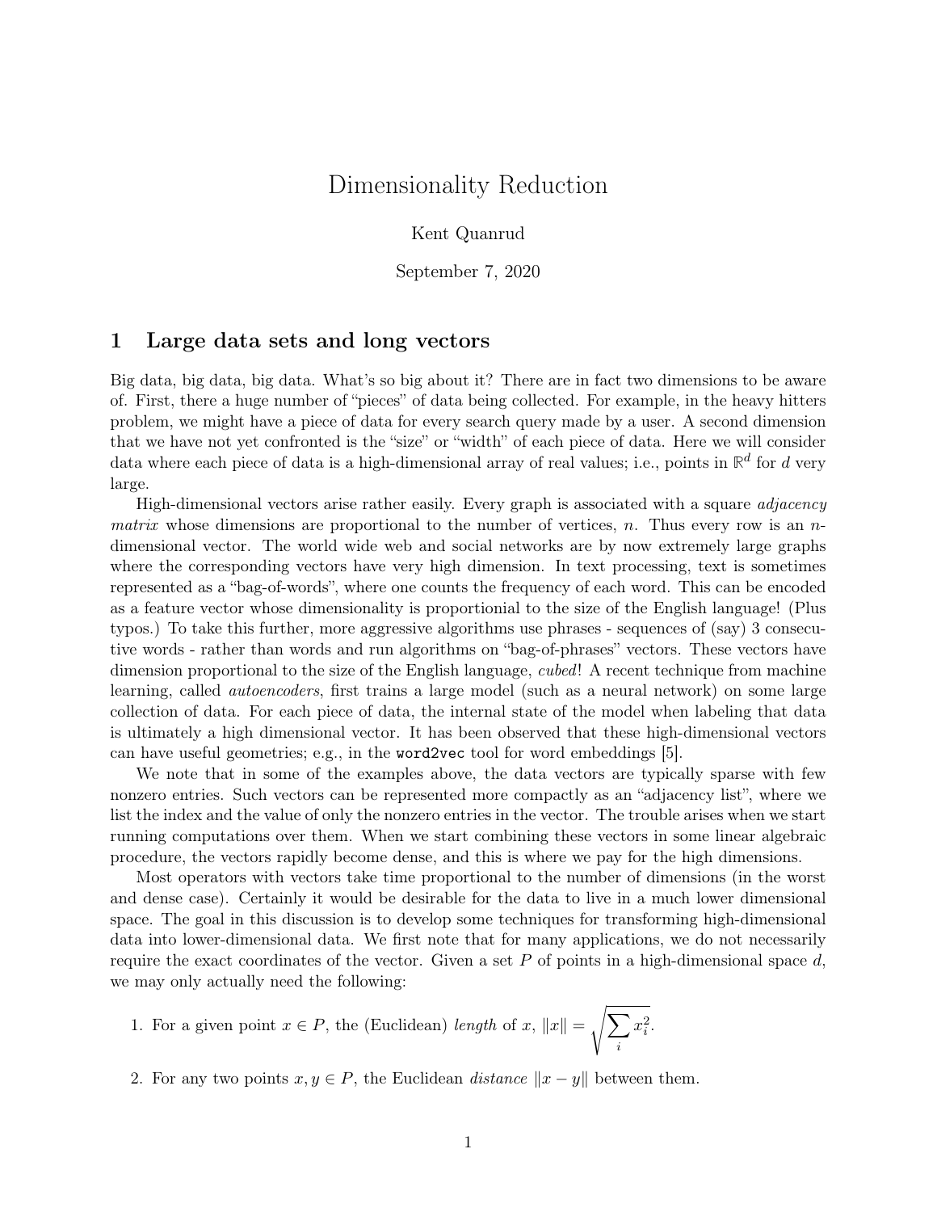# Dimensionality Reduction

Kent Quanrud

September 7, 2020

## 1 Large data sets and long vectors

Big data, big data, big data. What's so big about it? There are in fact two dimensions to be aware of. First, there a huge number of "pieces" of data being collected. For example, in the heavy hitters problem, we might have a piece of data for every search query made by a user. A second dimension that we have not yet confronted is the "size" or "width" of each piece of data. Here we will consider data where each piece of data is a high-dimensional array of real values; i.e., points in $\mathbb{R}^d$ for $d$ very large.

High-dimensional vectors arise rather easily. Every graph is associated with a square *adjacency matrix* whose dimensions are proportional to the number of vertices, $n$. Thus every row is an $n$-dimensional vector. The world wide web and social networks are by now extremely large graphs where the corresponding vectors have very high dimension. In text processing, text is sometimes represented as a "bag-of-words", where one counts the frequency of each word. This can be encoded as a feature vector whose dimensionality is proportionial to the size of the English language! (Plus typos.) To take this further, more aggressive algorithms use phrases - sequences of (say) 3 consecutive words - rather than words and run algorithms on "bag-of-phrases" vectors. These vectors have dimension proportional to the size of the English language, *cubed*! A recent technique from machine learning, called *autoencoders*, first trains a large model (such as a neural network) on some large collection of data. For each piece of data, the internal state of the model when labeling that data is ultimately a high dimensional vector. It has been observed that these high-dimensional vectors can have useful geometries; e.g., in the `word2vec` tool for word embeddings [5].

We note that in some of the examples above, the data vectors are typically sparse with few nonzero entries. Such vectors can be represented more compactly as an "adjacency list", where we list the index and the value of only the nonzero entries in the vector. The trouble arises when we start running computations over them. When we start combining these vectors in some linear algebraic procedure, the vectors rapidly become dense, and this is where we pay for the high dimensions.

Most operators with vectors take time proportional to the number of dimensions (in the worst and dense case). Certainly it would be desirable for the data to live in a much lower dimensional space. The goal in this discussion is to develop some techniques for transforming high-dimensional data into lower-dimensional data. We first note that for many applications, we do not necessarily require the exact coordinates of the vector. Given a set $P$ of points in a high-dimensional space $d$, we may only actually need the following:

1. For a given point $x \in P$, the (Euclidean) *length* of $x$, $\|x\| = \sqrt{\sum_i x_i^2}$.
2. For any two points $x, y \in P$, the Euclidean *distance* $\|x - y\|$ between them.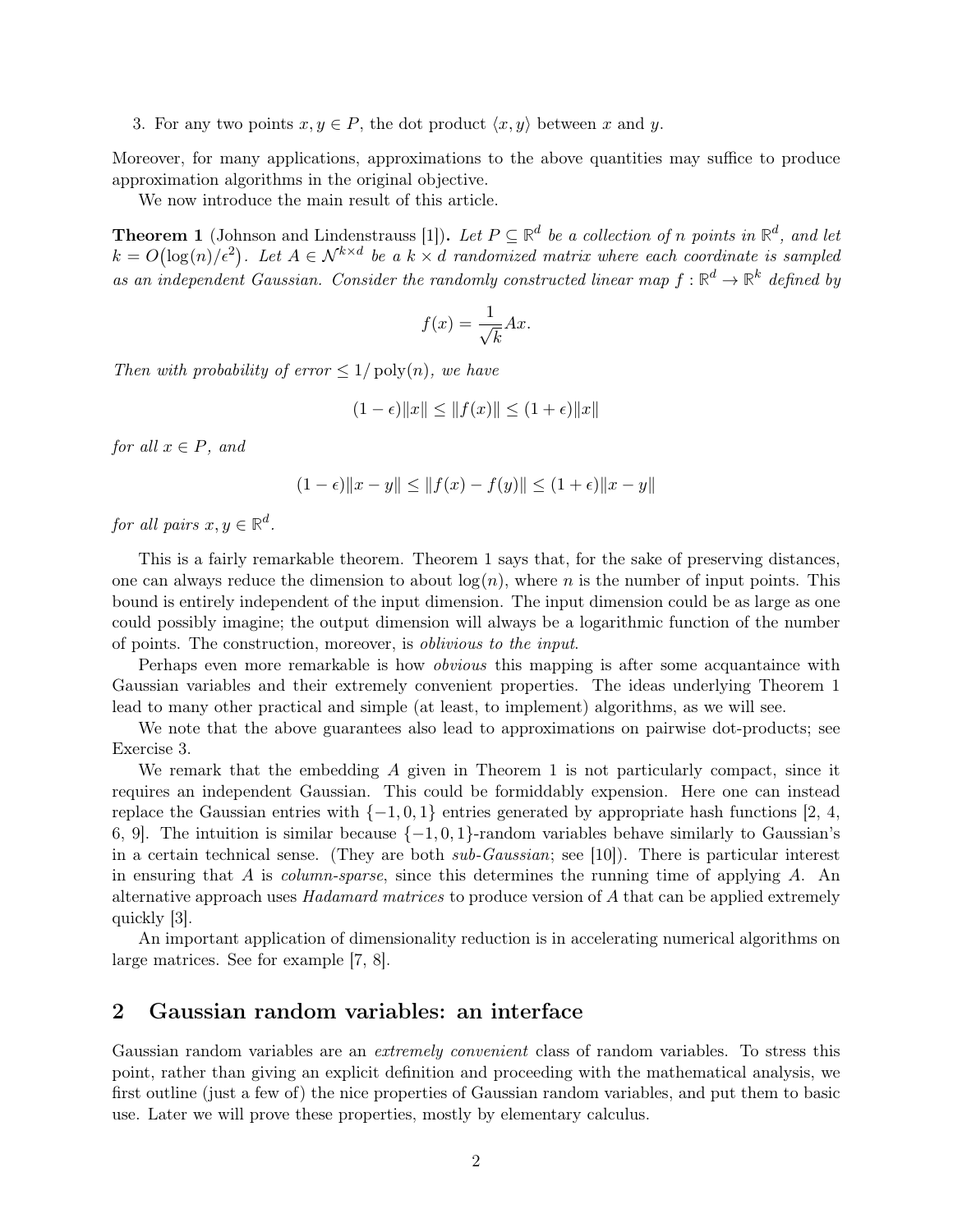3. For any two points $x, y \in P$, the dot product $\langle x, y \rangle$ between $x$ and $y$.

Moreover, for many applications, approximations to the above quantities may suffice to produce approximation algorithms in the original objective.

We now introduce the main result of this article.

**Theorem 1** (Johnson and Lindenstrauss [1]). *Let $P \subseteq \mathbb{R}^d$ be a collection of $n$ points in $\mathbb{R}^d$, and let $k = O\big(\log(n)/\epsilon^2\big)$. Let $A \in \mathcal{N}^{k \times d}$ be a $k \times d$ randomized matrix where each coordinate is sampled as an independent Gaussian. Consider the randomly constructed linear map $f : \mathbb{R}^d \to \mathbb{R}^k$ defined by*

$$f(x) = \frac{1}{\sqrt{k}} Ax.$$

*Then with probability of error $\leq 1/\operatorname{poly}(n)$, we have*

$$(1 - \epsilon)\|x\| \leq \|f(x)\| \leq (1 + \epsilon)\|x\|$$

*for all $x \in P$, and*

$$(1 - \epsilon)\|x - y\| \leq \|f(x) - f(y)\| \leq (1 + \epsilon)\|x - y\|$$

*for all pairs $x, y \in \mathbb{R}^d$.*

This is a fairly remarkable theorem. Theorem 1 says that, for the sake of preserving distances, one can always reduce the dimension to about $\log(n)$, where $n$ is the number of input points. This bound is entirely independent of the input dimension. The input dimension could be as large as one could possibly imagine; the output dimension will always be a logarithmic function of the number of points. The construction, moreover, is *oblivious to the input*.

Perhaps even more remarkable is how *obvious* this mapping is after some acquantaince with Gaussian variables and their extremely convenient properties. The ideas underlying Theorem 1 lead to many other practical and simple (at least, to implement) algorithms, as we will see.

We note that the above guarantees also lead to approximations on pairwise dot-products; see Exercise 3.

We remark that the embedding $A$ given in Theorem 1 is not particularly compact, since it requires an independent Gaussian. This could be formiddably expension. Here one can instead replace the Gaussian entries with $\{-1, 0, 1\}$ entries generated by appropriate hash functions [2, 4, 6, 9]. The intuition is similar because $\{-1, 0, 1\}$-random variables behave similarly to Gaussian's in a certain technical sense. (They are both *sub-Gaussian*; see [10]). There is particular interest in ensuring that $A$ is *column-sparse*, since this determines the running time of applying $A$. An alternative approach uses *Hadamard matrices* to produce version of $A$ that can be applied extremely quickly [3].

An important application of dimensionality reduction is in accelerating numerical algorithms on large matrices. See for example [7, 8].

## 2 Gaussian random variables: an interface

Gaussian random variables are an *extremely convenient* class of random variables. To stress this point, rather than giving an explicit definition and proceeding with the mathematical analysis, we first outline (just a few of) the nice properties of Gaussian random variables, and put them to basic use. Later we will prove these properties, mostly by elementary calculus.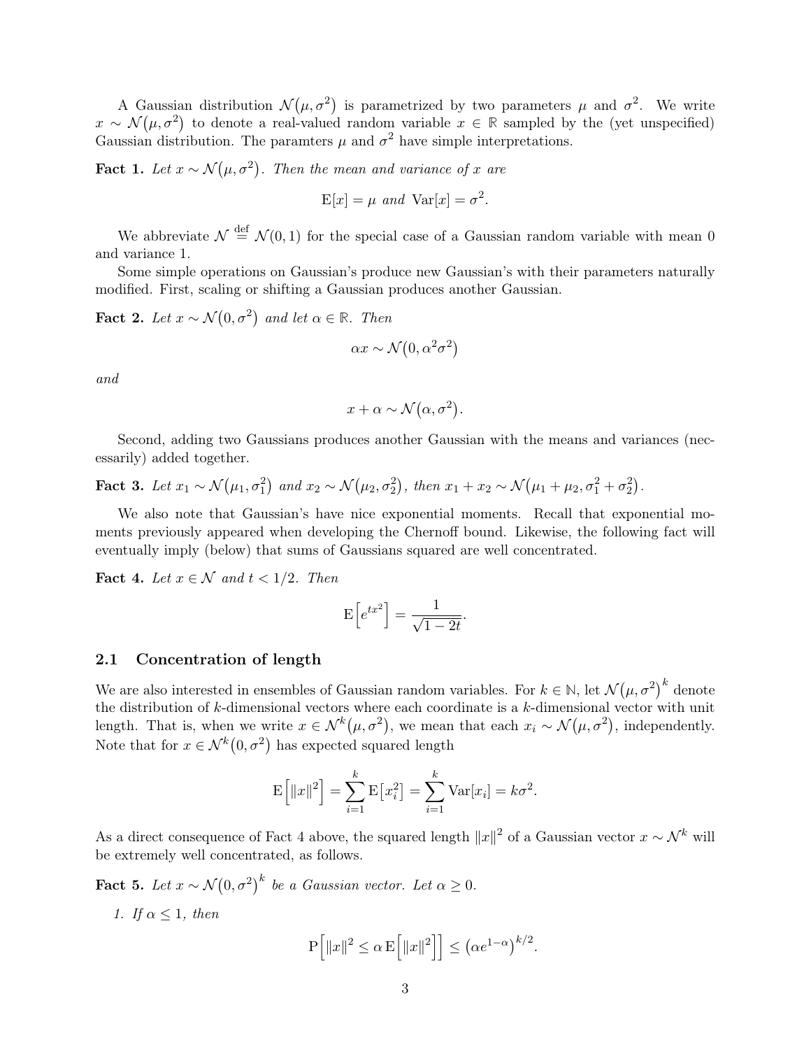A Gaussian distribution $\mathcal{N}(\mu, \sigma^2)$ is parametrized by two parameters $\mu$ and $\sigma^2$. We write $x \sim \mathcal{N}(\mu, \sigma^2)$ to denote a real-valued random variable $x \in \mathbb{R}$ sampled by the (yet unspecified) Gaussian distribution. The paramters $\mu$ and $\sigma^2$ have simple interpretations.

**Fact 1.** *Let $x \sim \mathcal{N}(\mu, \sigma^2)$. Then the mean and variance of $x$ are*

$$\mathrm{E}[x] = \mu \text{ and } \mathrm{Var}[x] = \sigma^2.$$

We abbreviate $\mathcal{N} \stackrel{\text{def}}{=} \mathcal{N}(0, 1)$ for the special case of a Gaussian random variable with mean 0 and variance 1.

Some simple operations on Gaussian's produce new Gaussian's with their parameters naturally modified. First, scaling or shifting a Gaussian produces another Gaussian.

**Fact 2.** *Let $x \sim \mathcal{N}(0, \sigma^2)$ and let $\alpha \in \mathbb{R}$. Then*

$$\alpha x \sim \mathcal{N}(0, \alpha^2 \sigma^2)$$

*and*

$$x + \alpha \sim \mathcal{N}(\alpha, \sigma^2).$$

Second, adding two Gaussians produces another Gaussian with the means and variances (necessarily) added together.

**Fact 3.** *Let $x_1 \sim \mathcal{N}(\mu_1, \sigma_1^2)$ and $x_2 \sim \mathcal{N}(\mu_2, \sigma_2^2)$, then $x_1 + x_2 \sim \mathcal{N}(\mu_1 + \mu_2, \sigma_1^2 + \sigma_2^2)$.*

We also note that Gaussian's have nice exponential moments. Recall that exponential moments previously appeared when developing the Chernoff bound. Likewise, the following fact will eventually imply (below) that sums of Gaussians squared are well concentrated.

**Fact 4.** *Let $x \in \mathcal{N}$ and $t < 1/2$. Then*

$$\mathrm{E}\left[e^{tx^2}\right] = \frac{1}{\sqrt{1 - 2t}}.$$

## 2.1 Concentration of length

We are also interested in ensembles of Gaussian random variables. For $k \in \mathbb{N}$, let $\mathcal{N}(\mu, \sigma^2)^k$ denote the distribution of $k$-dimensional vectors where each coordinate is a $k$-dimensional vector with unit length. That is, when we write $x \in \mathcal{N}^k(\mu, \sigma^2)$, we mean that each $x_i \sim \mathcal{N}(\mu, \sigma^2)$, independently. Note that for $x \in \mathcal{N}^k(0, \sigma^2)$ has expected squared length

$$\mathrm{E}\left[\|x\|^2\right] = \sum_{i=1}^{k} \mathrm{E}\left[x_i^2\right] = \sum_{i=1}^{k} \mathrm{Var}[x_i] = k\sigma^2.$$

As a direct consequence of Fact 4 above, the squared length $\|x\|^2$ of a Gaussian vector $x \sim \mathcal{N}^k$ will be extremely well concentrated, as follows.

**Fact 5.** *Let $x \sim \mathcal{N}(0, \sigma^2)^k$ be a Gaussian vector. Let $\alpha \geq 0$.*

1. *If $\alpha \leq 1$, then*

$$\mathrm{P}\left[\|x\|^2 \leq \alpha \, \mathrm{E}\left[\|x\|^2\right]\right] \leq \left(\alpha e^{1-\alpha}\right)^{k/2}.$$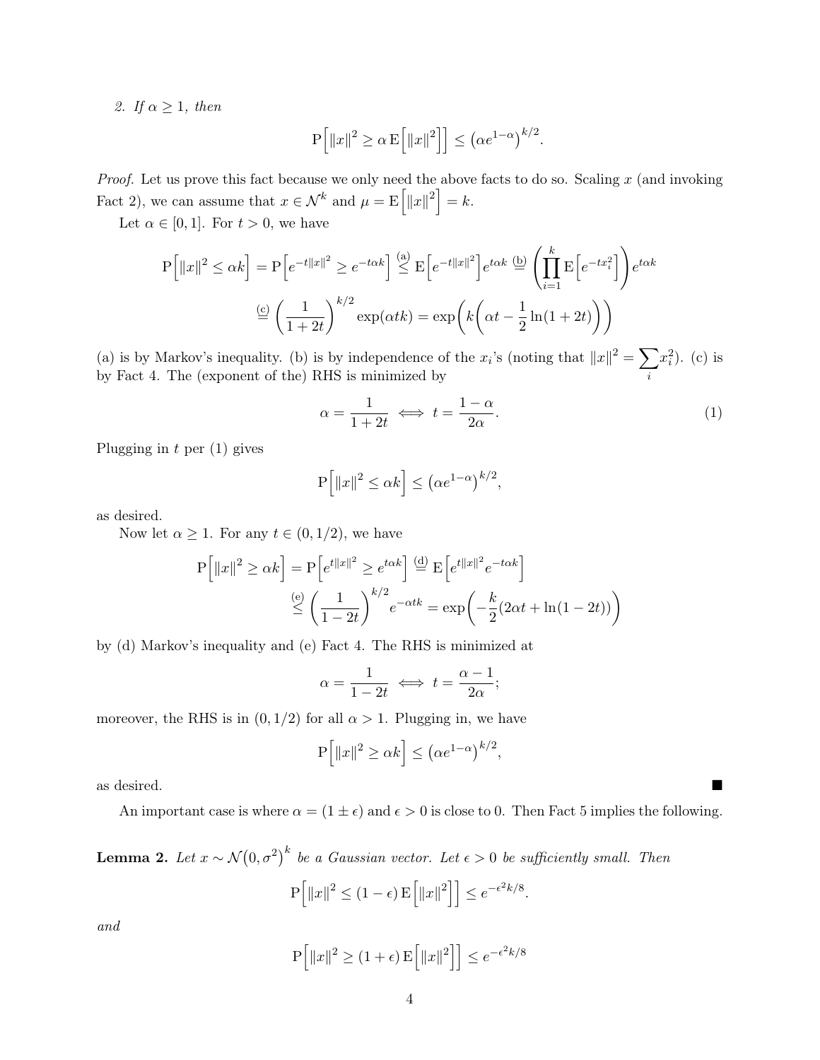*2. If $\alpha \geq 1$, then*

$$\mathrm{P}\Big[\|x\|^2 \geq \alpha\,\mathrm{E}\Big[\|x\|^2\Big]\Big] \leq \left(\alpha e^{1-\alpha}\right)^{k/2}.$$

*Proof.* Let us prove this fact because we only need the above facts to do so. Scaling $x$ (and invoking Fact 2), we can assume that $x \in \mathcal{N}^k$ and $\mu = \mathrm{E}\Big[\|x\|^2\Big] = k$.

Let $\alpha \in [0,1]$. For $t > 0$, we have

$$\mathrm{P}\Big[\|x\|^2 \leq \alpha k\Big] = \mathrm{P}\Big[e^{-t\|x\|^2} \geq e^{-t\alpha k}\Big] \overset{\text{(a)}}{\leq} \mathrm{E}\Big[e^{-t\|x\|^2}\Big]e^{t\alpha k} \overset{\text{(b)}}{=} \left(\prod_{i=1}^{k} \mathrm{E}\Big[e^{-tx_i^2}\Big]\right)e^{t\alpha k}$$
$$\overset{\text{(c)}}{=} \left(\frac{1}{1+2t}\right)^{k/2}\exp(\alpha t k) = \exp\bigg(k\bigg(\alpha t - \frac{1}{2}\ln(1+2t)\bigg)\bigg)$$

(a) is by Markov's inequality. (b) is by independence of the $x_i$'s (noting that $\|x\|^2 = \sum_i x_i^2$). (c) is by Fact 4. The (exponent of the) RHS is minimized by

$$\alpha = \frac{1}{1+2t} \iff t = \frac{1-\alpha}{2\alpha}. \tag{1}$$

Plugging in $t$ per (1) gives

$$\mathrm{P}\Big[\|x\|^2 \leq \alpha k\Big] \leq \left(\alpha e^{1-\alpha}\right)^{k/2},$$

as desired.

Now let $\alpha \geq 1$. For any $t \in (0, 1/2)$, we have

$$\mathrm{P}\Big[\|x\|^2 \geq \alpha k\Big] = \mathrm{P}\Big[e^{t\|x\|^2} \geq e^{t\alpha k}\Big] \overset{\text{(d)}}{=} \mathrm{E}\Big[e^{t\|x\|^2}e^{-t\alpha k}\Big]$$
$$\overset{\text{(e)}}{\leq} \left(\frac{1}{1-2t}\right)^{k/2}e^{-\alpha t k} = \exp\bigg(-\frac{k}{2}(2\alpha t + \ln(1-2t))\bigg)$$

by (d) Markov's inequality and (e) Fact 4. The RHS is minimized at

$$\alpha = \frac{1}{1-2t} \iff t = \frac{\alpha - 1}{2\alpha};$$

moreover, the RHS is in $(0, 1/2)$ for all $\alpha > 1$. Plugging in, we have

$$\mathrm{P}\Big[\|x\|^2 \geq \alpha k\Big] \leq \left(\alpha e^{1-\alpha}\right)^{k/2},$$

as desired. ∎

An important case is where $\alpha = (1 \pm \epsilon)$ and $\epsilon > 0$ is close to 0. Then Fact 5 implies the following.

**Lemma 2.** *Let $x \sim \mathcal{N}(0, \sigma^2)^k$ be a Gaussian vector. Let $\epsilon > 0$ be sufficiently small. Then*

$$\mathrm{P}\Big[\|x\|^2 \leq (1-\epsilon)\,\mathrm{E}\Big[\|x\|^2\Big]\Big] \leq e^{-\epsilon^2 k/8}.$$

*and*

$$\mathrm{P}\Big[\|x\|^2 \geq (1+\epsilon)\,\mathrm{E}\Big[\|x\|^2\Big]\Big] \leq e^{-\epsilon^2 k/8}$$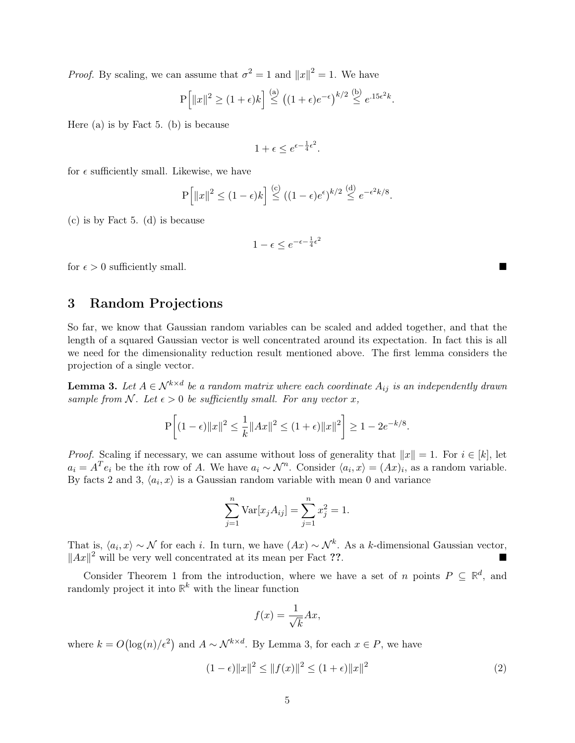*Proof.* By scaling, we can assume that $\sigma^2 = 1$ and $\|x\|^2 = 1$. We have

$$\mathrm{P}\Big[\|x\|^2 \geq (1+\epsilon)k\Big] \overset{\text{(a)}}{\leq} \big((1+\epsilon)e^{-\epsilon}\big)^{k/2} \overset{\text{(b)}}{\leq} e^{.15\epsilon^2 k}.$$

Here (a) is by Fact 5. (b) is because

$$1+\epsilon \leq e^{\epsilon - \frac{1}{4}\epsilon^2}.$$

for $\epsilon$ sufficiently small. Likewise, we have

$$\mathrm{P}\Big[\|x\|^2 \leq (1-\epsilon)k\Big] \overset{\text{(c)}}{\leq} ((1-\epsilon)e^{\epsilon})^{k/2} \overset{\text{(d)}}{\leq} e^{-\epsilon^2 k/8}.$$

(c) is by Fact 5. (d) is because

$$1-\epsilon \leq e^{-\epsilon - \frac{1}{4}\epsilon^2}$$

for $\epsilon > 0$ sufficiently small. ■

## 3 Random Projections

So far, we know that Gaussian random variables can be scaled and added together, and that the length of a squared Gaussian vector is well concentrated around its expectation. In fact this is all we need for the dimensionality reduction result mentioned above. The first lemma considers the projection of a single vector.

**Lemma 3.** *Let $A \in \mathcal{N}^{k \times d}$ be a random matrix where each coordinate $A_{ij}$ is an independently drawn sample from $\mathcal{N}$. Let $\epsilon > 0$ be sufficiently small. For any vector $x$,*

$$\mathrm{P}\bigg[(1-\epsilon)\|x\|^2 \leq \frac{1}{k}\|Ax\|^2 \leq (1+\epsilon)\|x\|^2\bigg] \geq 1 - 2e^{-k/8}.$$

*Proof.* Scaling if necessary, we can assume without loss of generality that $\|x\| = 1$. For $i \in [k]$, let $a_i = A^T e_i$ be the $i$th row of $A$. We have $a_i \sim \mathcal{N}^n$. Consider $\langle a_i, x\rangle = (Ax)_i$, as a random variable. By facts 2 and 3, $\langle a_i, x\rangle$ is a Gaussian random variable with mean 0 and variance

$$\sum_{j=1}^{n} \mathrm{Var}[x_j A_{ij}] = \sum_{j=1}^{n} x_j^2 = 1.$$

That is, $\langle a_i, x\rangle \sim \mathcal{N}$ for each $i$. In turn, we have $(Ax) \sim \mathcal{N}^k$. As a $k$-dimensional Gaussian vector, $\|Ax\|^2$ will be very well concentrated at its mean per Fact ??. ■

Consider Theorem 1 from the introduction, where we have a set of $n$ points $P \subseteq \mathbb{R}^d$, and randomly project it into $\mathbb{R}^k$ with the linear function

$$f(x) = \frac{1}{\sqrt{k}}Ax,$$

where $k = O\big(\log(n)/\epsilon^2\big)$ and $A \sim \mathcal{N}^{k \times d}$. By Lemma 3, for each $x \in P$, we have

$$(1-\epsilon)\|x\|^2 \leq \|f(x)\|^2 \leq (1+\epsilon)\|x\|^2 \tag{2}$$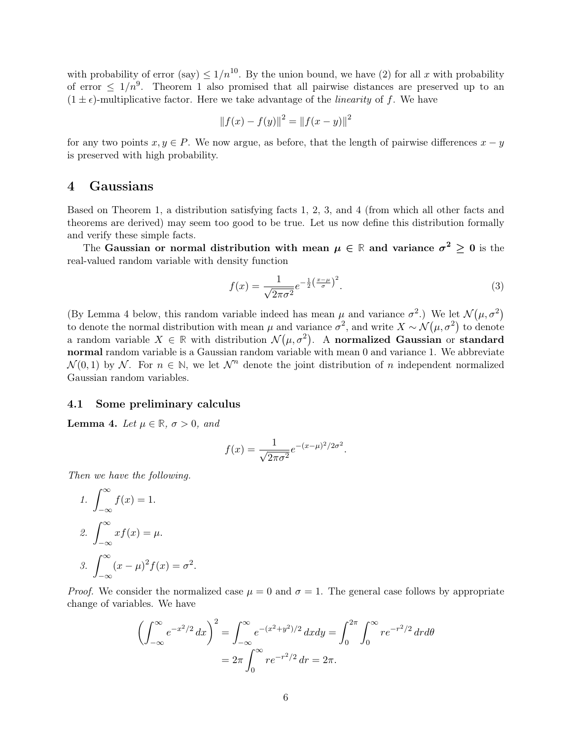with probability of error (say) $\leq 1/n^{10}$. By the union bound, we have (2) for all $x$ with probability of error $\leq 1/n^9$. Theorem 1 also promised that all pairwise distances are preserved up to an $(1 \pm \epsilon)$-multiplicative factor. Here we take advantage of the *linearity* of $f$. We have

$$\|f(x) - f(y)\|^2 = \|f(x - y)\|^2$$

for any two points $x, y \in P$. We now argue, as before, that the length of pairwise differences $x - y$ is preserved with high probability.

# 4 Gaussians

Based on Theorem 1, a distribution satisfying facts 1, 2, 3, and 4 (from which all other facts and theorems are derived) may seem too good to be true. Let us now define this distribution formally and verify these simple facts.

The **Gaussian or normal distribution with mean $\mu \in \mathbb{R}$ and variance $\sigma^2 \geq 0$** is the real-valued random variable with density function

$$f(x) = \frac{1}{\sqrt{2\pi\sigma^2}} e^{-\frac{1}{2}\left(\frac{x-\mu}{\sigma}\right)^2}. \tag{3}$$

(By Lemma 4 below, this random variable indeed has mean $\mu$ and variance $\sigma^2$.) We let $\mathcal{N}(\mu, \sigma^2)$ to denote the normal distribution with mean $\mu$ and variance $\sigma^2$, and write $X \sim \mathcal{N}(\mu, \sigma^2)$ to denote a random variable $X \in \mathbb{R}$ with distribution $\mathcal{N}(\mu, \sigma^2)$. A **normalized Gaussian** or **standard normal** random variable is a Gaussian random variable with mean 0 and variance 1. We abbreviate $\mathcal{N}(0, 1)$ by $\mathcal{N}$. For $n \in \mathbb{N}$, we let $\mathcal{N}^n$ denote the joint distribution of $n$ independent normalized Gaussian random variables.

## 4.1 Some preliminary calculus

**Lemma 4.** *Let $\mu \in \mathbb{R}$, $\sigma > 0$, and*

$$f(x) = \frac{1}{\sqrt{2\pi\sigma^2}} e^{-(x-\mu)^2/2\sigma^2}.$$

*Then we have the following.*

1. $\displaystyle\int_{-\infty}^{\infty} f(x) = 1.$
2. $\displaystyle\int_{-\infty}^{\infty} x f(x) = \mu.$
3. $\displaystyle\int_{-\infty}^{\infty} (x - \mu)^2 f(x) = \sigma^2.$

*Proof.* We consider the normalized case $\mu = 0$ and $\sigma = 1$. The general case follows by appropriate change of variables. We have

$$\begin{aligned}
\left(\int_{-\infty}^{\infty} e^{-x^2/2}\, dx\right)^2 &= \int_{-\infty}^{\infty} e^{-(x^2+y^2)/2}\, dx dy = \int_0^{2\pi} \int_0^{\infty} r e^{-r^2/2}\, dr d\theta \\
&= 2\pi \int_0^{\infty} r e^{-r^2/2}\, dr = 2\pi.
\end{aligned}$$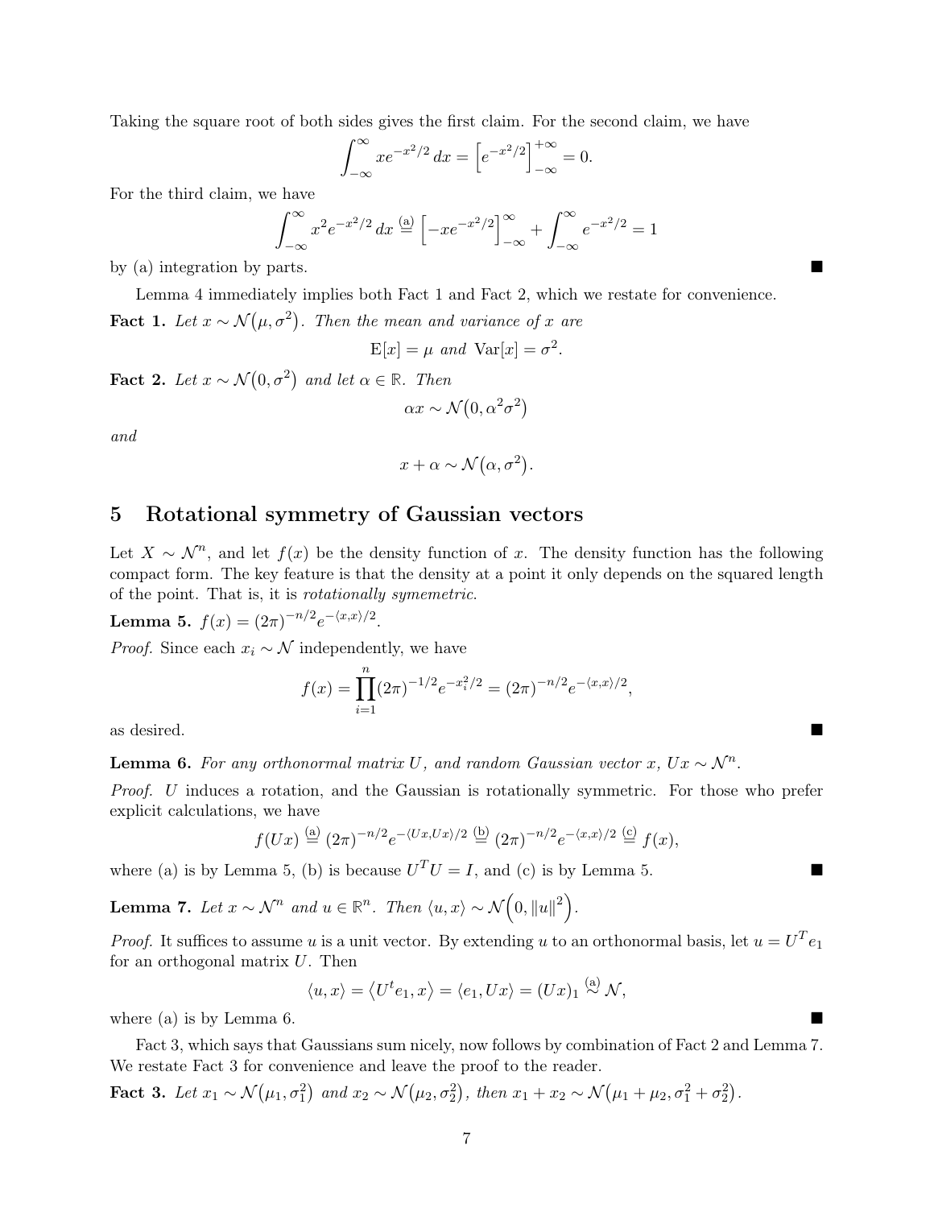Taking the square root of both sides gives the first claim. For the second claim, we have

$$\int_{-\infty}^{\infty} xe^{-x^2/2}\,dx = \left[e^{-x^2/2}\right]_{-\infty}^{+\infty} = 0.$$

For the third claim, we have

$$\int_{-\infty}^{\infty} x^2 e^{-x^2/2}\,dx \overset{(a)}{=} \left[-xe^{-x^2/2}\right]_{-\infty}^{\infty} + \int_{-\infty}^{\infty} e^{-x^2/2} = 1$$

by (a) integration by parts. ■

Lemma 4 immediately implies both Fact 1 and Fact 2, which we restate for convenience.

**Fact 1.** *Let $x \sim \mathcal{N}(\mu, \sigma^2)$. Then the mean and variance of $x$ are*

$$\mathrm{E}[x] = \mu \text{ and } \mathrm{Var}[x] = \sigma^2.$$

**Fact 2.** *Let $x \sim \mathcal{N}(0, \sigma^2)$ and let $\alpha \in \mathbb{R}$. Then*

$$\alpha x \sim \mathcal{N}(0, \alpha^2\sigma^2)$$

*and*

$$x + \alpha \sim \mathcal{N}(\alpha, \sigma^2).$$

# 5 Rotational symmetry of Gaussian vectors

Let $X \sim \mathcal{N}^n$, and let $f(x)$ be the density function of $x$. The density function has the following compact form. The key feature is that the density at a point it only depends on the squared length of the point. That is, it is *rotationally symemetric*.

**Lemma 5.** $f(x) = (2\pi)^{-n/2} e^{-\langle x,x\rangle/2}$.

*Proof.* Since each $x_i \sim \mathcal{N}$ independently, we have

$$f(x) = \prod_{i=1}^{n} (2\pi)^{-1/2} e^{-x_i^2/2} = (2\pi)^{-n/2} e^{-\langle x,x\rangle/2},$$

as desired. ■

**Lemma 6.** *For any orthonormal matrix $U$, and random Gaussian vector $x$, $Ux \sim \mathcal{N}^n$.*

*Proof.* $U$ induces a rotation, and the Gaussian is rotationally symmetric. For those who prefer explicit calculations, we have

$$f(Ux) \overset{(a)}{=} (2\pi)^{-n/2} e^{-\langle Ux,Ux\rangle/2} \overset{(b)}{=} (2\pi)^{-n/2} e^{-\langle x,x\rangle/2} \overset{(c)}{=} f(x),$$

where (a) is by Lemma 5, (b) is because $U^T U = I$, and (c) is by Lemma 5. ■

**Lemma 7.** *Let $x \sim \mathcal{N}^n$ and $u \in \mathbb{R}^n$. Then $\langle u, x\rangle \sim \mathcal{N}\left(0, \|u\|^2\right)$.*

*Proof.* It suffices to assume $u$ is a unit vector. By extending $u$ to an orthonormal basis, let $u = U^T e_1$ for an orthogonal matrix $U$. Then

$$\langle u, x\rangle = \left\langle U^t e_1, x\right\rangle = \langle e_1, Ux\rangle = (Ux)_1 \overset{(a)}{\sim} \mathcal{N},$$

where (a) is by Lemma 6. ■

Fact 3, which says that Gaussians sum nicely, now follows by combination of Fact 2 and Lemma 7. We restate Fact 3 for convenience and leave the proof to the reader.

**Fact 3.** *Let $x_1 \sim \mathcal{N}(\mu_1, \sigma_1^2)$ and $x_2 \sim \mathcal{N}(\mu_2, \sigma_2^2)$, then $x_1 + x_2 \sim \mathcal{N}(\mu_1 + \mu_2, \sigma_1^2 + \sigma_2^2)$.*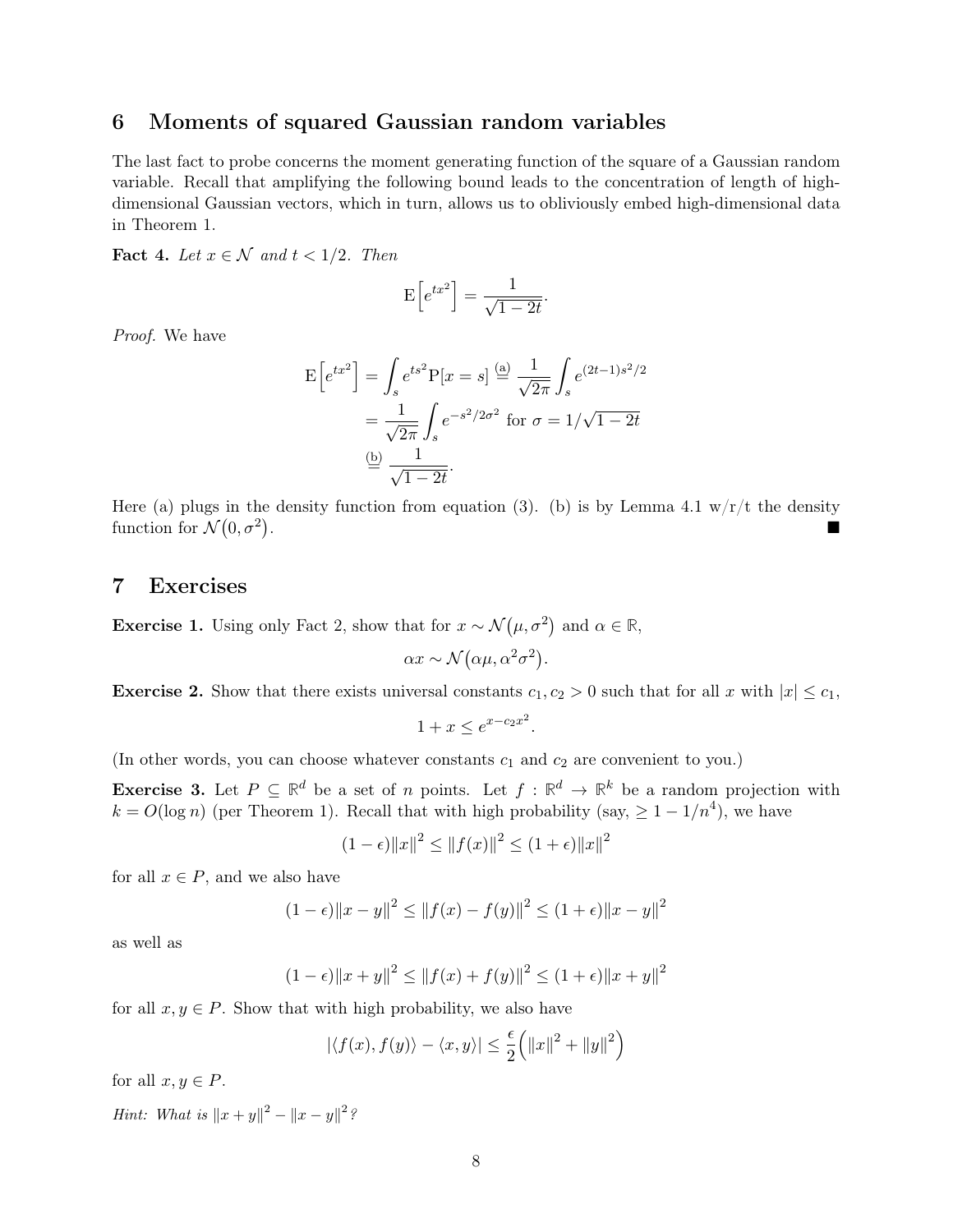## 6 Moments of squared Gaussian random variables

The last fact to probe concerns the moment generating function of the square of a Gaussian random variable. Recall that amplifying the following bound leads to the concentration of length of high-dimensional Gaussian vectors, which in turn, allows us to obliviously embed high-dimensional data in Theorem 1.

**Fact 4.** *Let $x \in \mathcal{N}$ and $t < 1/2$. Then*

$$\mathrm{E}\Big[e^{tx^2}\Big] = \frac{1}{\sqrt{1-2t}}.$$

*Proof.* We have

$$\begin{aligned}
\mathrm{E}\Big[e^{tx^2}\Big] &= \int_s e^{ts^2} \mathrm{P}[x = s] \overset{\text{(a)}}{=} \frac{1}{\sqrt{2\pi}} \int_s e^{(2t-1)s^2/2} \\
&= \frac{1}{\sqrt{2\pi}} \int_s e^{-s^2/2\sigma^2} \text{ for } \sigma = 1/\sqrt{1-2t} \\
&\overset{\text{(b)}}{=} \frac{1}{\sqrt{1-2t}}.
\end{aligned}$$

Here (a) plugs in the density function from equation (3). (b) is by Lemma 4.1 w/r/t the density function for $\mathcal{N}(0, \sigma^2)$. ■

## 7 Exercises

**Exercise 1.** Using only Fact 2, show that for $x \sim \mathcal{N}(\mu, \sigma^2)$ and $\alpha \in \mathbb{R}$,

$$\alpha x \sim \mathcal{N}(\alpha\mu, \alpha^2\sigma^2).$$

**Exercise 2.** Show that there exists universal constants $c_1, c_2 > 0$ such that for all $x$ with $|x| \leq c_1$,

$$1 + x \leq e^{x - c_2 x^2}.$$

(In other words, you can choose whatever constants $c_1$ and $c_2$ are convenient to you.)

**Exercise 3.** Let $P \subseteq \mathbb{R}^d$ be a set of $n$ points. Let $f : \mathbb{R}^d \to \mathbb{R}^k$ be a random projection with $k = O(\log n)$ (per Theorem 1). Recall that with high probability (say, $\geq 1 - 1/n^4$), we have

$$(1-\epsilon)\|x\|^2 \leq \|f(x)\|^2 \leq (1+\epsilon)\|x\|^2$$

for all $x \in P$, and we also have

$$(1-\epsilon)\|x-y\|^2 \leq \|f(x) - f(y)\|^2 \leq (1+\epsilon)\|x-y\|^2$$

as well as

$$(1-\epsilon)\|x+y\|^2 \leq \|f(x) + f(y)\|^2 \leq (1+\epsilon)\|x+y\|^2$$

for all $x, y \in P$. Show that with high probability, we also have

$$|\langle f(x), f(y)\rangle - \langle x, y\rangle| \leq \frac{\epsilon}{2}\Big(\|x\|^2 + \|y\|^2\Big)$$

for all $x, y \in P$.

*Hint: What is $\|x+y\|^2 - \|x-y\|^2$?*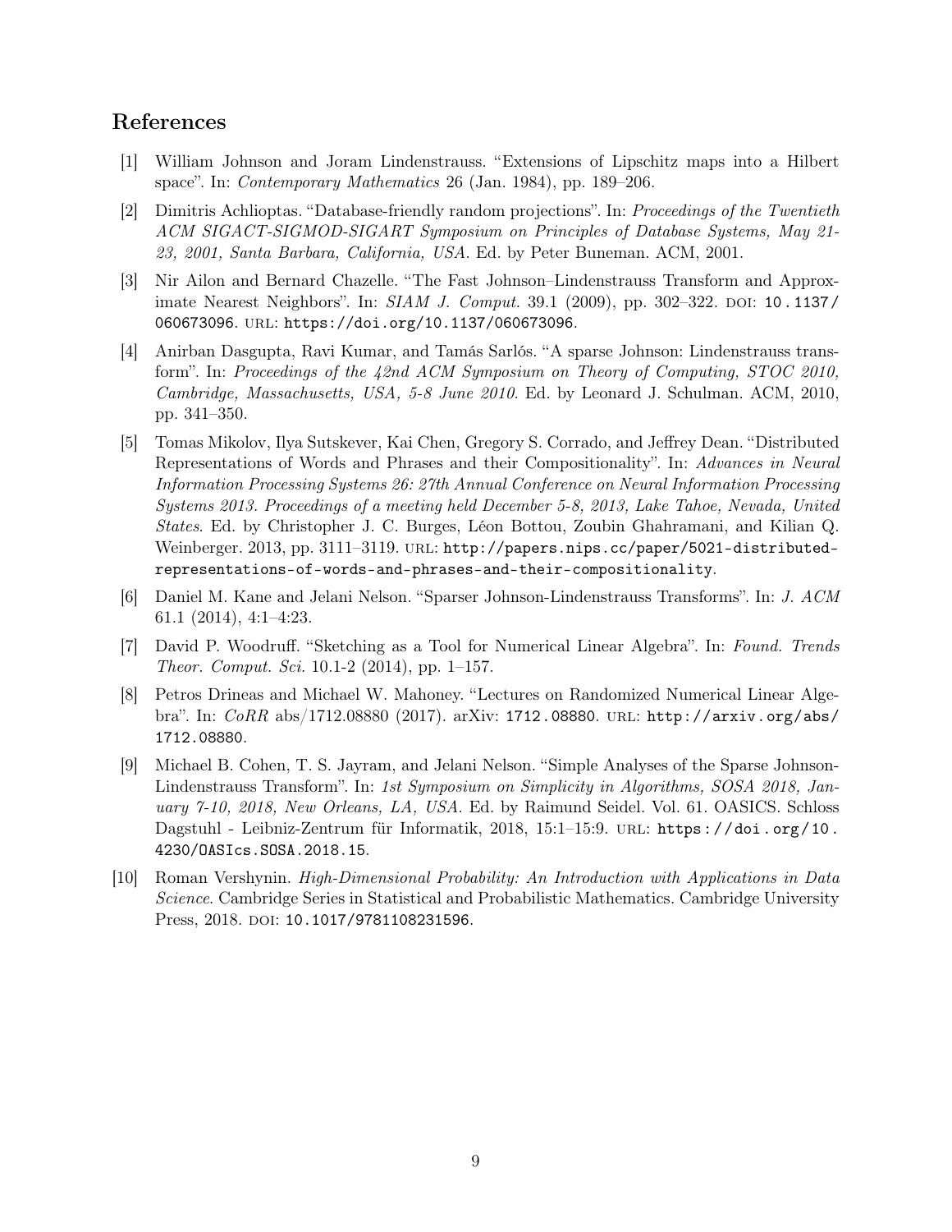## References

[1] William Johnson and Joram Lindenstrauss. "Extensions of Lipschitz maps into a Hilbert space". In: *Contemporary Mathematics* 26 (Jan. 1984), pp. 189–206.

[2] Dimitris Achlioptas. "Database-friendly random projections". In: *Proceedings of the Twentieth ACM SIGACT-SIGMOD-SIGART Symposium on Principles of Database Systems, May 21-23, 2001, Santa Barbara, California, USA*. Ed. by Peter Buneman. ACM, 2001.

[3] Nir Ailon and Bernard Chazelle. "The Fast Johnson–Lindenstrauss Transform and Approximate Nearest Neighbors". In: *SIAM J. Comput.* 39.1 (2009), pp. 302–322. DOI: 10.1137/060673096. URL: https://doi.org/10.1137/060673096.

[4] Anirban Dasgupta, Ravi Kumar, and Tamás Sarlós. "A sparse Johnson: Lindenstrauss transform". In: *Proceedings of the 42nd ACM Symposium on Theory of Computing, STOC 2010, Cambridge, Massachusetts, USA, 5-8 June 2010*. Ed. by Leonard J. Schulman. ACM, 2010, pp. 341–350.

[5] Tomas Mikolov, Ilya Sutskever, Kai Chen, Gregory S. Corrado, and Jeffrey Dean. "Distributed Representations of Words and Phrases and their Compositionality". In: *Advances in Neural Information Processing Systems 26: 27th Annual Conference on Neural Information Processing Systems 2013. Proceedings of a meeting held December 5-8, 2013, Lake Tahoe, Nevada, United States*. Ed. by Christopher J. C. Burges, Léon Bottou, Zoubin Ghahramani, and Kilian Q. Weinberger. 2013, pp. 3111–3119. URL: http://papers.nips.cc/paper/5021-distributed-representations-of-words-and-phrases-and-their-compositionality.

[6] Daniel M. Kane and Jelani Nelson. "Sparser Johnson-Lindenstrauss Transforms". In: *J. ACM* 61.1 (2014), 4:1–4:23.

[7] David P. Woodruff. "Sketching as a Tool for Numerical Linear Algebra". In: *Found. Trends Theor. Comput. Sci.* 10.1-2 (2014), pp. 1–157.

[8] Petros Drineas and Michael W. Mahoney. "Lectures on Randomized Numerical Linear Algebra". In: *CoRR* abs/1712.08880 (2017). arXiv: 1712.08880. URL: http://arxiv.org/abs/1712.08880.

[9] Michael B. Cohen, T. S. Jayram, and Jelani Nelson. "Simple Analyses of the Sparse Johnson-Lindenstrauss Transform". In: *1st Symposium on Simplicity in Algorithms, SOSA 2018, January 7-10, 2018, New Orleans, LA, USA*. Ed. by Raimund Seidel. Vol. 61. OASICS. Schloss Dagstuhl - Leibniz-Zentrum für Informatik, 2018, 15:1–15:9. URL: https://doi.org/10.4230/OASIcs.SOSA.2018.15.

[10] Roman Vershynin. *High-Dimensional Probability: An Introduction with Applications in Data Science*. Cambridge Series in Statistical and Probabilistic Mathematics. Cambridge University Press, 2018. DOI: 10.1017/9781108231596.